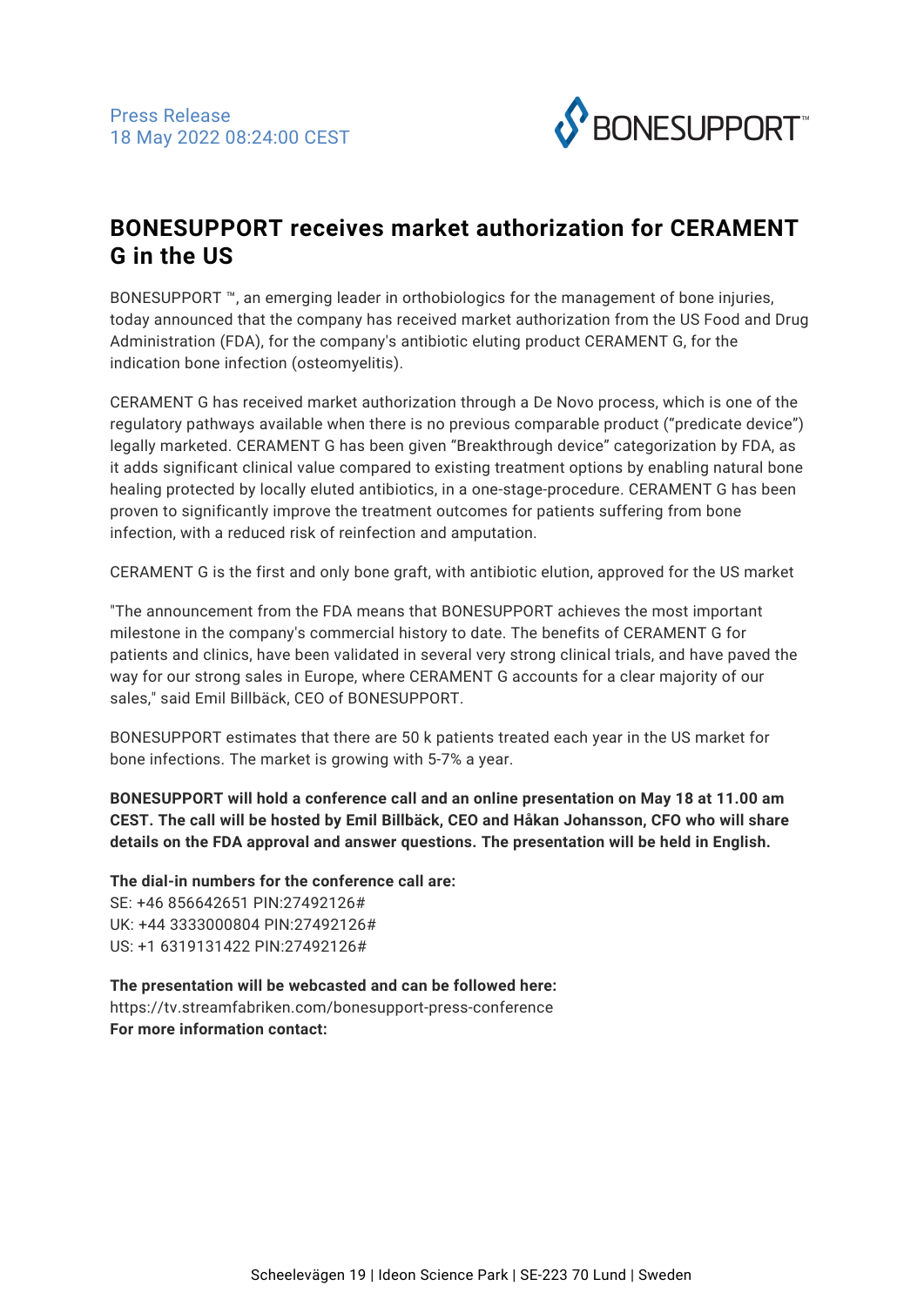Press Release
18 May 2022 08:24:00 CEST

# BONESUPPORT receives market authorization for CERAMENT G in the US

BONESUPPORT ™, an emerging leader in orthobiologics for the management of bone injuries, today announced that the company has received market authorization from the US Food and Drug Administration (FDA), for the company's antibiotic eluting product CERAMENT G, for the indication bone infection (osteomyelitis).

CERAMENT G has received market authorization through a De Novo process, which is one of the regulatory pathways available when there is no previous comparable product ("predicate device") legally marketed. CERAMENT G has been given "Breakthrough device" categorization by FDA, as it adds significant clinical value compared to existing treatment options by enabling natural bone healing protected by locally eluted antibiotics, in a one-stage-procedure. CERAMENT G has been proven to significantly improve the treatment outcomes for patients suffering from bone infection, with a reduced risk of reinfection and amputation.

CERAMENT G is the first and only bone graft, with antibiotic elution, approved for the US market

"The announcement from the FDA means that BONESUPPORT achieves the most important milestone in the company's commercial history to date. The benefits of CERAMENT G for patients and clinics, have been validated in several very strong clinical trials, and have paved the way for our strong sales in Europe, where CERAMENT G accounts for a clear majority of our sales," said Emil Billbäck, CEO of BONESUPPORT.

BONESUPPORT estimates that there are 50 k patients treated each year in the US market for bone infections. The market is growing with 5-7% a year.

**BONESUPPORT will hold a conference call and an online presentation on May 18 at 11.00 am CEST. The call will be hosted by Emil Billbäck, CEO and Håkan Johansson, CFO who will share details on the FDA approval and answer questions. The presentation will be held in English.**

**The dial-in numbers for the conference call are:**
SE: +46 856642651 PIN:27492126#
UK: +44 3333000804 PIN:27492126#
US: +1 6319131422 PIN:27492126#

**The presentation will be webcasted and can be followed here:**
https://tv.streamfabriken.com/bonesupport-press-conference
**For more information contact:**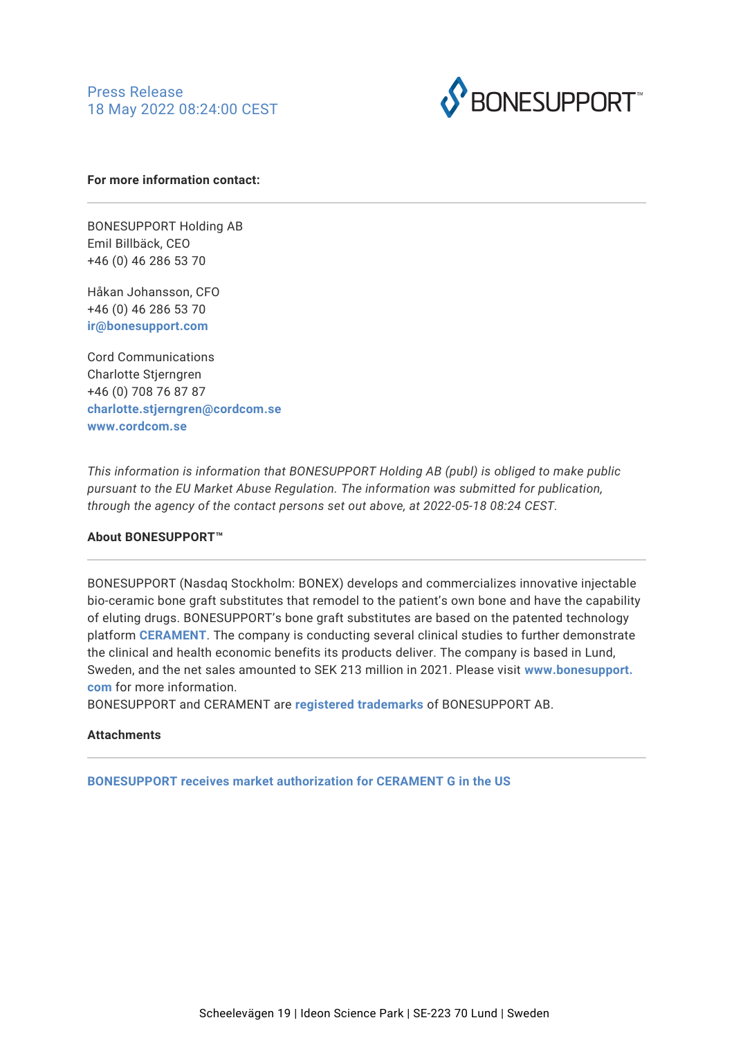Press Release
18 May 2022 08:24:00 CEST

**For more information contact:**

BONESUPPORT Holding AB
Emil Billbäck, CEO
+46 (0) 46 286 53 70

Håkan Johansson, CFO
+46 (0) 46 286 53 70
**ir@bonesupport.com**

Cord Communications
Charlotte Stjerngren
+46 (0) 708 76 87 87
**charlotte.stjerngren@cordcom.se**
**www.cordcom.se**

*This information is information that BONESUPPORT Holding AB (publ) is obliged to make public pursuant to the EU Market Abuse Regulation. The information was submitted for publication, through the agency of the contact persons set out above, at 2022-05-18 08:24 CEST.*

**About BONESUPPORT™**

BONESUPPORT (Nasdaq Stockholm: BONEX) develops and commercializes innovative injectable bio-ceramic bone graft substitutes that remodel to the patient's own bone and have the capability of eluting drugs. BONESUPPORT's bone graft substitutes are based on the patented technology platform **CERAMENT**. The company is conducting several clinical studies to further demonstrate the clinical and health economic benefits its products deliver. The company is based in Lund, Sweden, and the net sales amounted to SEK 213 million in 2021. Please visit **www.bonesupport.com** for more information.
BONESUPPORT and CERAMENT are **registered trademarks** of BONESUPPORT AB.

**Attachments**

**BONESUPPORT receives market authorization for CERAMENT G in the US**

Scheelevägen 19 | Ideon Science Park | SE-223 70 Lund | Sweden